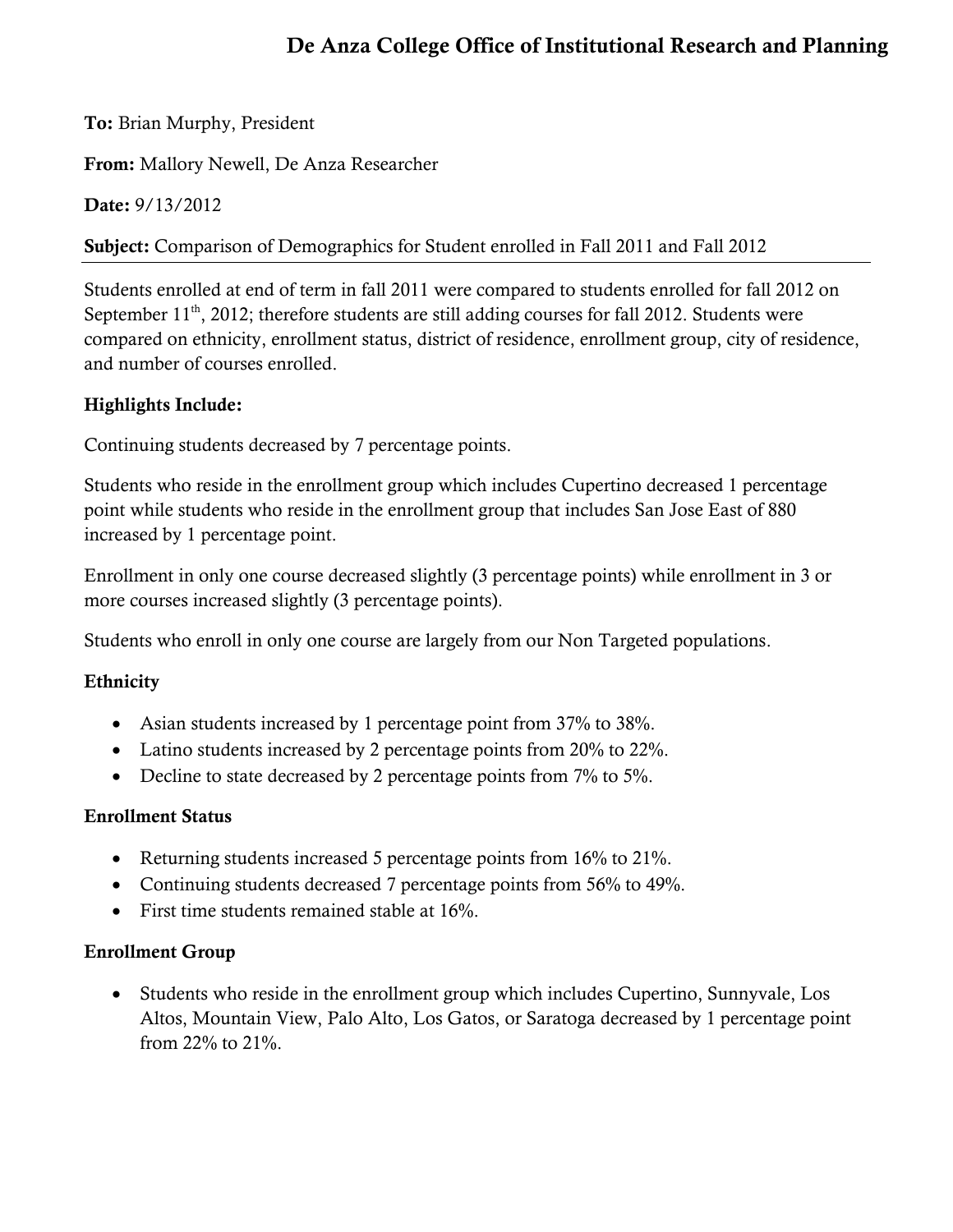# De Anza College Office of Institutional Research and Planning

**To:** Brian Murphy, President

**From:** Mallory Newell, De Anza Researcher

**Date:** 9/13/2012

**Subject:** Comparison of Demographics for Student enrolled in Fall 2011 and Fall 2012

---

Students enrolled at end of term in fall 2011 were compared to students enrolled for fall 2012 on September 11th, 2012; therefore students are still adding courses for fall 2012. Students were compared on ethnicity, enrollment status, district of residence, enrollment group, city of residence, and number of courses enrolled.

**Highlights Include:**

Continuing students decreased by 7 percentage points.

Students who reside in the enrollment group which includes Cupertino decreased 1 percentage point while students who reside in the enrollment group that includes San Jose East of 880 increased by 1 percentage point.

Enrollment in only one course decreased slightly (3 percentage points) while enrollment in 3 or more courses increased slightly (3 percentage points).

Students who enroll in only one course are largely from our Non Targeted populations.

**Ethnicity**

- Asian students increased by 1 percentage point from 37% to 38%.
- Latino students increased by 2 percentage points from 20% to 22%.
- Decline to state decreased by 2 percentage points from 7% to 5%.

**Enrollment Status**

- Returning students increased 5 percentage points from 16% to 21%.
- Continuing students decreased 7 percentage points from 56% to 49%.
- First time students remained stable at 16%.

**Enrollment Group**

- Students who reside in the enrollment group which includes Cupertino, Sunnyvale, Los Altos, Mountain View, Palo Alto, Los Gatos, or Saratoga decreased by 1 percentage point from 22% to 21%.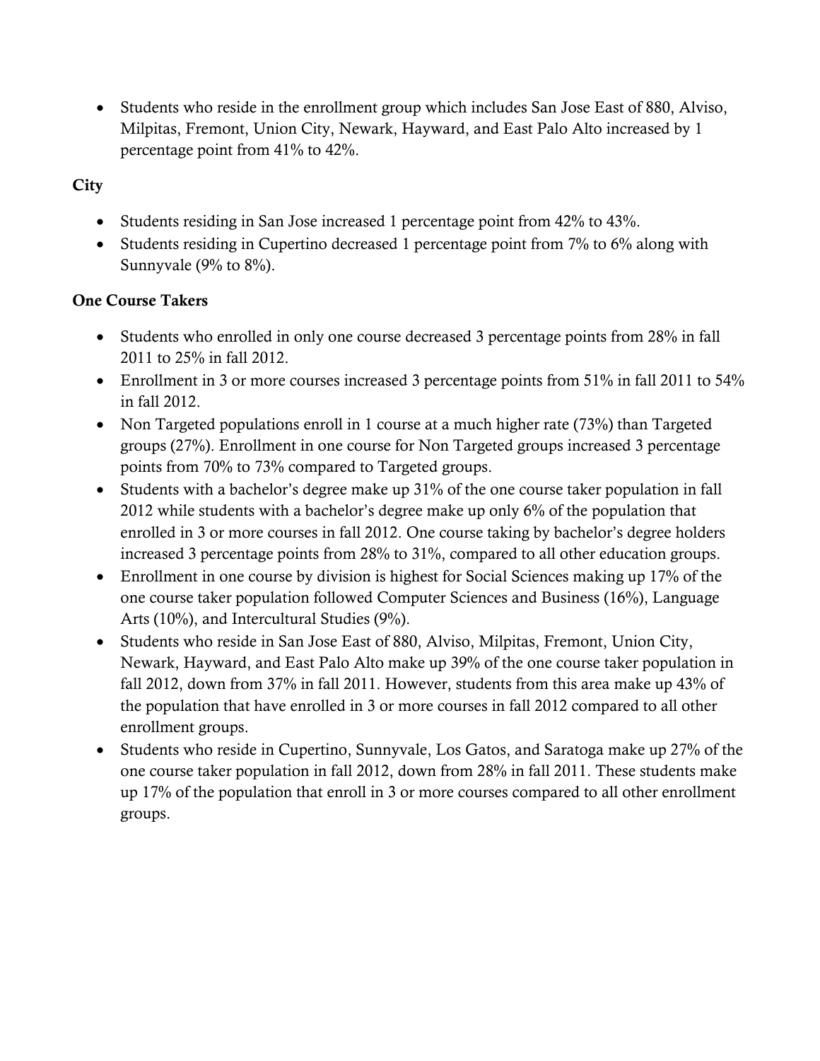- Students who reside in the enrollment group which includes San Jose East of 880, Alviso, Milpitas, Fremont, Union City, Newark, Hayward, and East Palo Alto increased by 1 percentage point from 41% to 42%.

**City**

- Students residing in San Jose increased 1 percentage point from 42% to 43%.
- Students residing in Cupertino decreased 1 percentage point from 7% to 6% along with Sunnyvale (9% to 8%).

**One Course Takers**

- Students who enrolled in only one course decreased 3 percentage points from 28% in fall 2011 to 25% in fall 2012.
- Enrollment in 3 or more courses increased 3 percentage points from 51% in fall 2011 to 54% in fall 2012.
- Non Targeted populations enroll in 1 course at a much higher rate (73%) than Targeted groups (27%). Enrollment in one course for Non Targeted groups increased 3 percentage points from 70% to 73% compared to Targeted groups.
- Students with a bachelor's degree make up 31% of the one course taker population in fall 2012 while students with a bachelor's degree make up only 6% of the population that enrolled in 3 or more courses in fall 2012. One course taking by bachelor's degree holders increased 3 percentage points from 28% to 31%, compared to all other education groups.
- Enrollment in one course by division is highest for Social Sciences making up 17% of the one course taker population followed Computer Sciences and Business (16%), Language Arts (10%), and Intercultural Studies (9%).
- Students who reside in San Jose East of 880, Alviso, Milpitas, Fremont, Union City, Newark, Hayward, and East Palo Alto make up 39% of the one course taker population in fall 2012, down from 37% in fall 2011. However, students from this area make up 43% of the population that have enrolled in 3 or more courses in fall 2012 compared to all other enrollment groups.
- Students who reside in Cupertino, Sunnyvale, Los Gatos, and Saratoga make up 27% of the one course taker population in fall 2012, down from 28% in fall 2011. These students make up 17% of the population that enroll in 3 or more courses compared to all other enrollment groups.